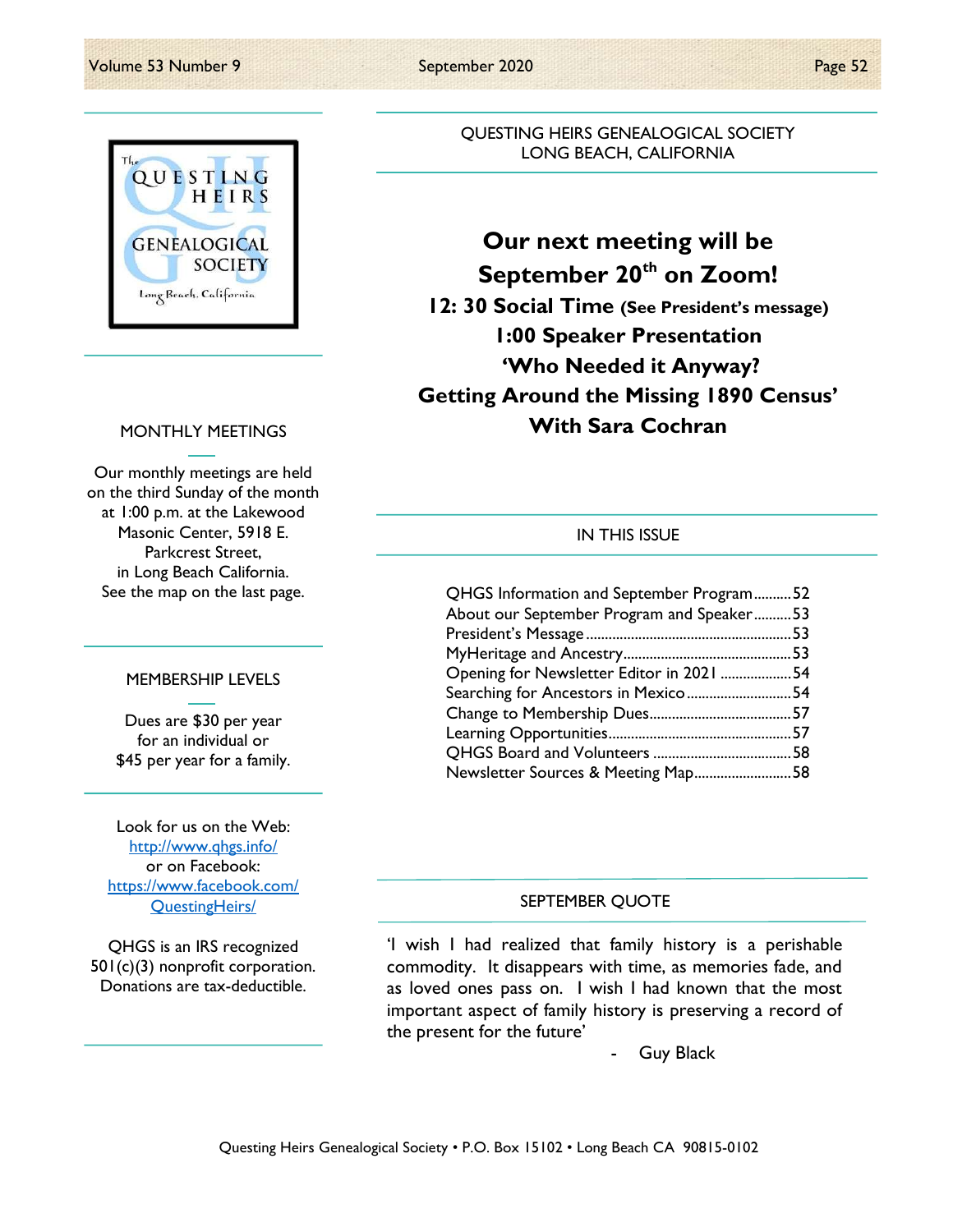QUESTING HEIRS GENEALOGICAL SOCIETY
LONG BEACH, CALIFORNIA

# Our next meeting will be September 20th on Zoom!

**12: 30 Social Time (See President's message)**

**1:00 Speaker Presentation**

**'Who Needed it Anyway? Getting Around the Missing 1890 Census'**

**With Sara Cochran**

## MONTHLY MEETINGS

Our monthly meetings are held on the third Sunday of the month at 1:00 p.m. at the Lakewood Masonic Center, 5918 E. Parkcrest Street, in Long Beach California. See the map on the last page.

## MEMBERSHIP LEVELS

Dues are $30 per year for an individual or $45 per year for a family.

Look for us on the Web: http://www.qhgs.info/
or on Facebook: https://www.facebook.com/QuestingHeirs/

QHGS is an IRS recognized 501(c)(3) nonprofit corporation. Donations are tax-deductible.

## IN THIS ISSUE

| | |
|---|---|
| QHGS Information and September Program | 52 |
| About our September Program and Speaker | 53 |
| President's Message | 53 |
| MyHeritage and Ancestry | 53 |
| Opening for Newsletter Editor in 2021 | 54 |
| Searching for Ancestors in Mexico | 54 |
| Change to Membership Dues | 57 |
| Learning Opportunities | 57 |
| QHGS Board and Volunteers | 58 |
| Newsletter Sources & Meeting Map | 58 |

## SEPTEMBER QUOTE

'I wish I had realized that family history is a perishable commodity. It disappears with time, as memories fade, and as loved ones pass on. I wish I had known that the most important aspect of family history is preserving a record of the present for the future'

- Guy Black

Questing Heirs Genealogical Society • P.O. Box 15102 • Long Beach CA 90815-0102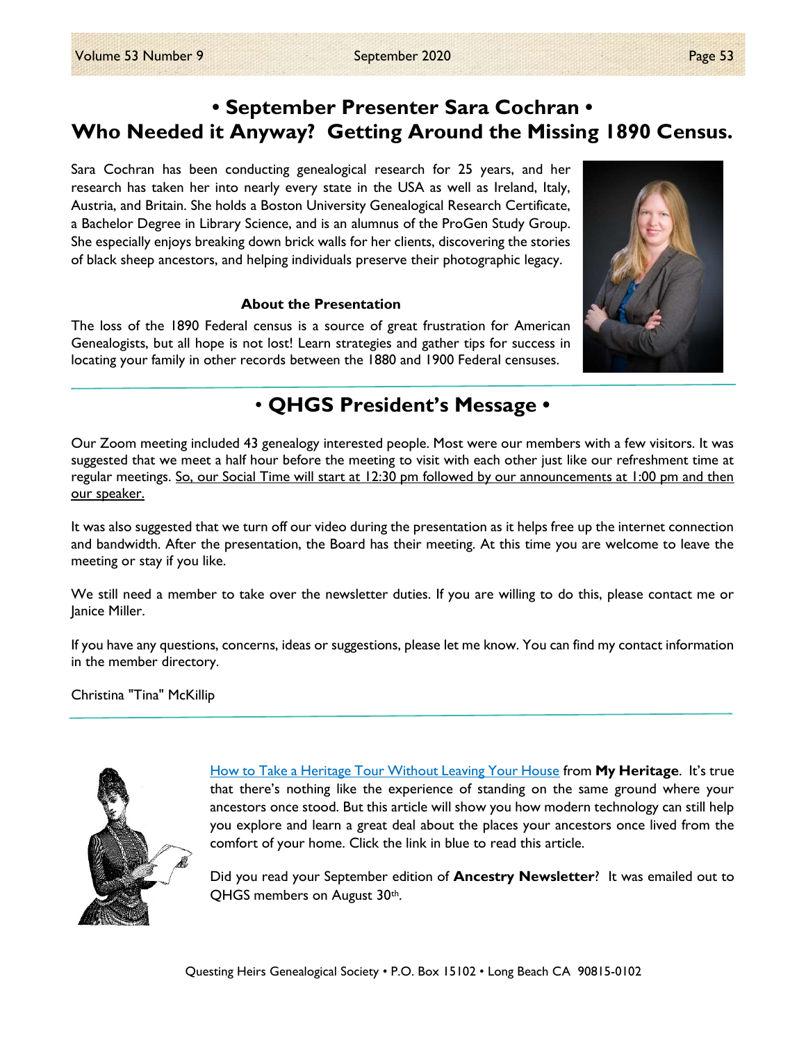## • September Presenter Sara Cochran •
## Who Needed it Anyway? Getting Around the Missing 1890 Census.

Sara Cochran has been conducting genealogical research for 25 years, and her research has taken her into nearly every state in the USA as well as Ireland, Italy, Austria, and Britain. She holds a Boston University Genealogical Research Certificate, a Bachelor Degree in Library Science, and is an alumnus of the ProGen Study Group. She especially enjoys breaking down brick walls for her clients, discovering the stories of black sheep ancestors, and helping individuals preserve their photographic legacy.

**About the Presentation**

The loss of the 1890 Federal census is a source of great frustration for American Genealogists, but all hope is not lost! Learn strategies and gather tips for success in locating your family in other records between the 1880 and 1900 Federal censuses.

## • QHGS President's Message •

Our Zoom meeting included 43 genealogy interested people. Most were our members with a few visitors. It was suggested that we meet a half hour before the meeting to visit with each other just like our refreshment time at regular meetings. So, our Social Time will start at 12:30 pm followed by our announcements at 1:00 pm and then our speaker.

It was also suggested that we turn off our video during the presentation as it helps free up the internet connection and bandwidth. After the presentation, the Board has their meeting. At this time you are welcome to leave the meeting or stay if you like.

We still need a member to take over the newsletter duties. If you are willing to do this, please contact me or Janice Miller.

If you have any questions, concerns, ideas or suggestions, please let me know. You can find my contact information in the member directory.

Christina "Tina" McKillip

How to Take a Heritage Tour Without Leaving Your House from **My Heritage**. It's true that there's nothing like the experience of standing on the same ground where your ancestors once stood. But this article will show you how modern technology can still help you explore and learn a great deal about the places your ancestors once lived from the comfort of your home. Click the link in blue to read this article.

Did you read your September edition of **Ancestry Newsletter**? It was emailed out to QHGS members on August 30th.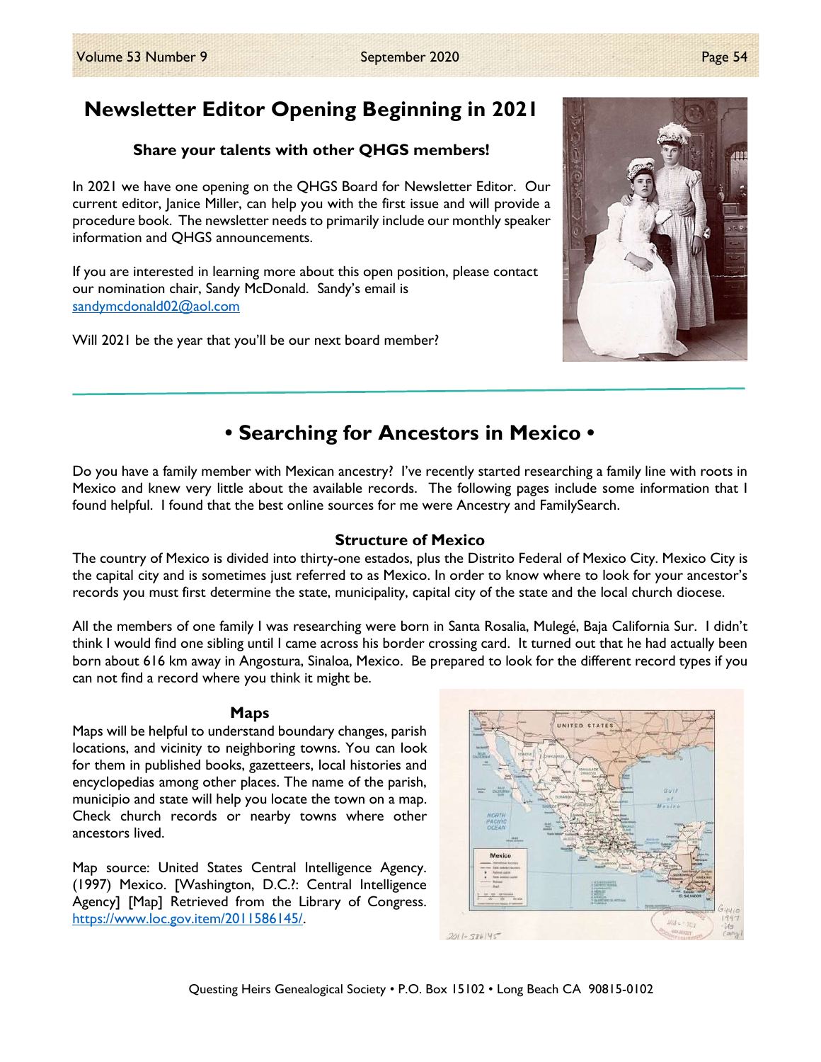# Newsletter Editor Opening Beginning in 2021

**Share your talents with other QHGS members!**

In 2021 we have one opening on the QHGS Board for Newsletter Editor. Our current editor, Janice Miller, can help you with the first issue and will provide a procedure book. The newsletter needs to primarily include our monthly speaker information and QHGS announcements.

If you are interested in learning more about this open position, please contact our nomination chair, Sandy McDonald. Sandy's email is sandymcdonald02@aol.com

Will 2021 be the year that you'll be our next board member?

---

# • Searching for Ancestors in Mexico •

Do you have a family member with Mexican ancestry? I've recently started researching a family line with roots in Mexico and knew very little about the available records. The following pages include some information that I found helpful. I found that the best online sources for me were Ancestry and FamilySearch.

### Structure of Mexico

The country of Mexico is divided into thirty-one estados, plus the Distrito Federal of Mexico City. Mexico City is the capital city and is sometimes just referred to as Mexico. In order to know where to look for your ancestor's records you must first determine the state, municipality, capital city of the state and the local church diocese.

All the members of one family I was researching were born in Santa Rosalia, Mulegé, Baja California Sur. I didn't think I would find one sibling until I came across his border crossing card. It turned out that he had actually been born about 616 km away in Angostura, Sinaloa, Mexico. Be prepared to look for the different record types if you can not find a record where you think it might be.

### Maps

Maps will be helpful to understand boundary changes, parish locations, and vicinity to neighboring towns. You can look for them in published books, gazetteers, local histories and encyclopedias among other places. The name of the parish, municipio and state will help you locate the town on a map. Check church records or nearby towns where other ancestors lived.

Map source: United States Central Intelligence Agency. (1997) Mexico. [Washington, D.C.?: Central Intelligence Agency] [Map] Retrieved from the Library of Congress. https://www.loc.gov.item/2011586145/.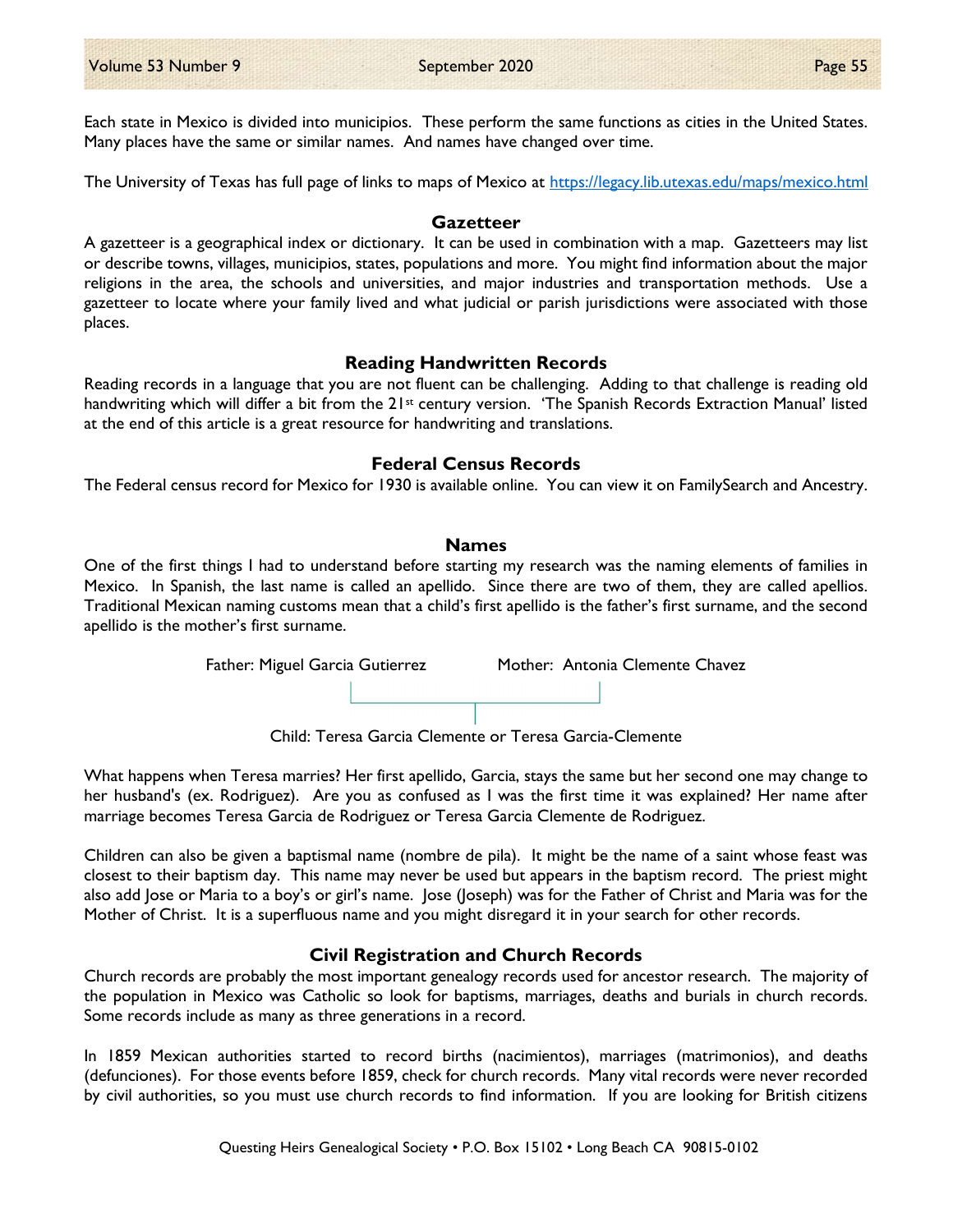Each state in Mexico is divided into municipios. These perform the same functions as cities in the United States. Many places have the same or similar names. And names have changed over time.

The University of Texas has full page of links to maps of Mexico at https://legacy.lib.utexas.edu/maps/mexico.html

### Gazetteer

A gazetteer is a geographical index or dictionary. It can be used in combination with a map. Gazetteers may list or describe towns, villages, municipios, states, populations and more. You might find information about the major religions in the area, the schools and universities, and major industries and transportation methods. Use a gazetteer to locate where your family lived and what judicial or parish jurisdictions were associated with those places.

### Reading Handwritten Records

Reading records in a language that you are not fluent can be challenging. Adding to that challenge is reading old handwriting which will differ a bit from the 21st century version. 'The Spanish Records Extraction Manual' listed at the end of this article is a great resource for handwriting and translations.

### Federal Census Records

The Federal census record for Mexico for 1930 is available online. You can view it on FamilySearch and Ancestry.

### Names

One of the first things I had to understand before starting my research was the naming elements of families in Mexico. In Spanish, the last name is called an apellido. Since there are two of them, they are called apellios. Traditional Mexican naming customs mean that a child's first apellido is the father's first surname, and the second apellido is the mother's first surname.

Father: Miguel Garcia Gutierrez          Mother: Antonia Clemente Chavez

Child: Teresa Garcia Clemente or Teresa Garcia-Clemente

What happens when Teresa marries? Her first apellido, Garcia, stays the same but her second one may change to her husband's (ex. Rodriguez). Are you as confused as I was the first time it was explained? Her name after marriage becomes Teresa Garcia de Rodriguez or Teresa Garcia Clemente de Rodriguez.

Children can also be given a baptismal name (nombre de pila). It might be the name of a saint whose feast was closest to their baptism day. This name may never be used but appears in the baptism record. The priest might also add Jose or Maria to a boy's or girl's name. Jose (Joseph) was for the Father of Christ and Maria was for the Mother of Christ. It is a superfluous name and you might disregard it in your search for other records.

### Civil Registration and Church Records

Church records are probably the most important genealogy records used for ancestor research. The majority of the population in Mexico was Catholic so look for baptisms, marriages, deaths and burials in church records. Some records include as many as three generations in a record.

In 1859 Mexican authorities started to record births (nacimientos), marriages (matrimonios), and deaths (defunciones). For those events before 1859, check for church records. Many vital records were never recorded by civil authorities, so you must use church records to find information. If you are looking for British citizens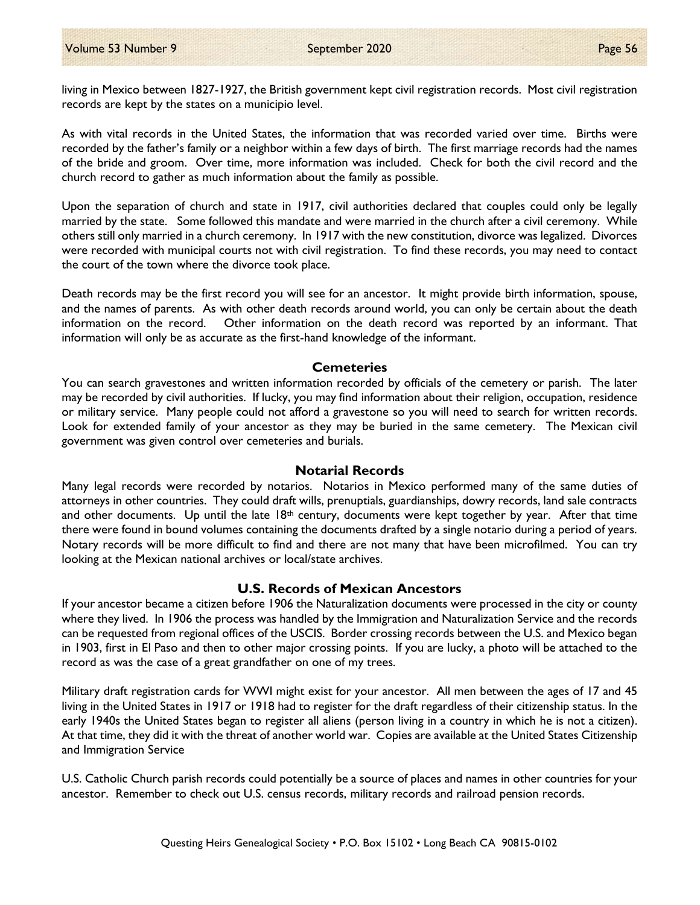living in Mexico between 1827-1927, the British government kept civil registration records. Most civil registration records are kept by the states on a municipio level.

As with vital records in the United States, the information that was recorded varied over time. Births were recorded by the father's family or a neighbor within a few days of birth. The first marriage records had the names of the bride and groom. Over time, more information was included. Check for both the civil record and the church record to gather as much information about the family as possible.

Upon the separation of church and state in 1917, civil authorities declared that couples could only be legally married by the state. Some followed this mandate and were married in the church after a civil ceremony. While others still only married in a church ceremony. In 1917 with the new constitution, divorce was legalized. Divorces were recorded with municipal courts not with civil registration. To find these records, you may need to contact the court of the town where the divorce took place.

Death records may be the first record you will see for an ancestor. It might provide birth information, spouse, and the names of parents. As with other death records around world, you can only be certain about the death information on the record. Other information on the death record was reported by an informant. That information will only be as accurate as the first-hand knowledge of the informant.

## Cemeteries

You can search gravestones and written information recorded by officials of the cemetery or parish. The later may be recorded by civil authorities. If lucky, you may find information about their religion, occupation, residence or military service. Many people could not afford a gravestone so you will need to search for written records. Look for extended family of your ancestor as they may be buried in the same cemetery. The Mexican civil government was given control over cemeteries and burials.

## Notarial Records

Many legal records were recorded by notarios. Notarios in Mexico performed many of the same duties of attorneys in other countries. They could draft wills, prenuptials, guardianships, dowry records, land sale contracts and other documents. Up until the late 18th century, documents were kept together by year. After that time there were found in bound volumes containing the documents drafted by a single notario during a period of years. Notary records will be more difficult to find and there are not many that have been microfilmed. You can try looking at the Mexican national archives or local/state archives.

## U.S. Records of Mexican Ancestors

If your ancestor became a citizen before 1906 the Naturalization documents were processed in the city or county where they lived. In 1906 the process was handled by the Immigration and Naturalization Service and the records can be requested from regional offices of the USCIS. Border crossing records between the U.S. and Mexico began in 1903, first in El Paso and then to other major crossing points. If you are lucky, a photo will be attached to the record as was the case of a great grandfather on one of my trees.

Military draft registration cards for WWI might exist for your ancestor. All men between the ages of 17 and 45 living in the United States in 1917 or 1918 had to register for the draft regardless of their citizenship status. In the early 1940s the United States began to register all aliens (person living in a country in which he is not a citizen). At that time, they did it with the threat of another world war. Copies are available at the United States Citizenship and Immigration Service

U.S. Catholic Church parish records could potentially be a source of places and names in other countries for your ancestor. Remember to check out U.S. census records, military records and railroad pension records.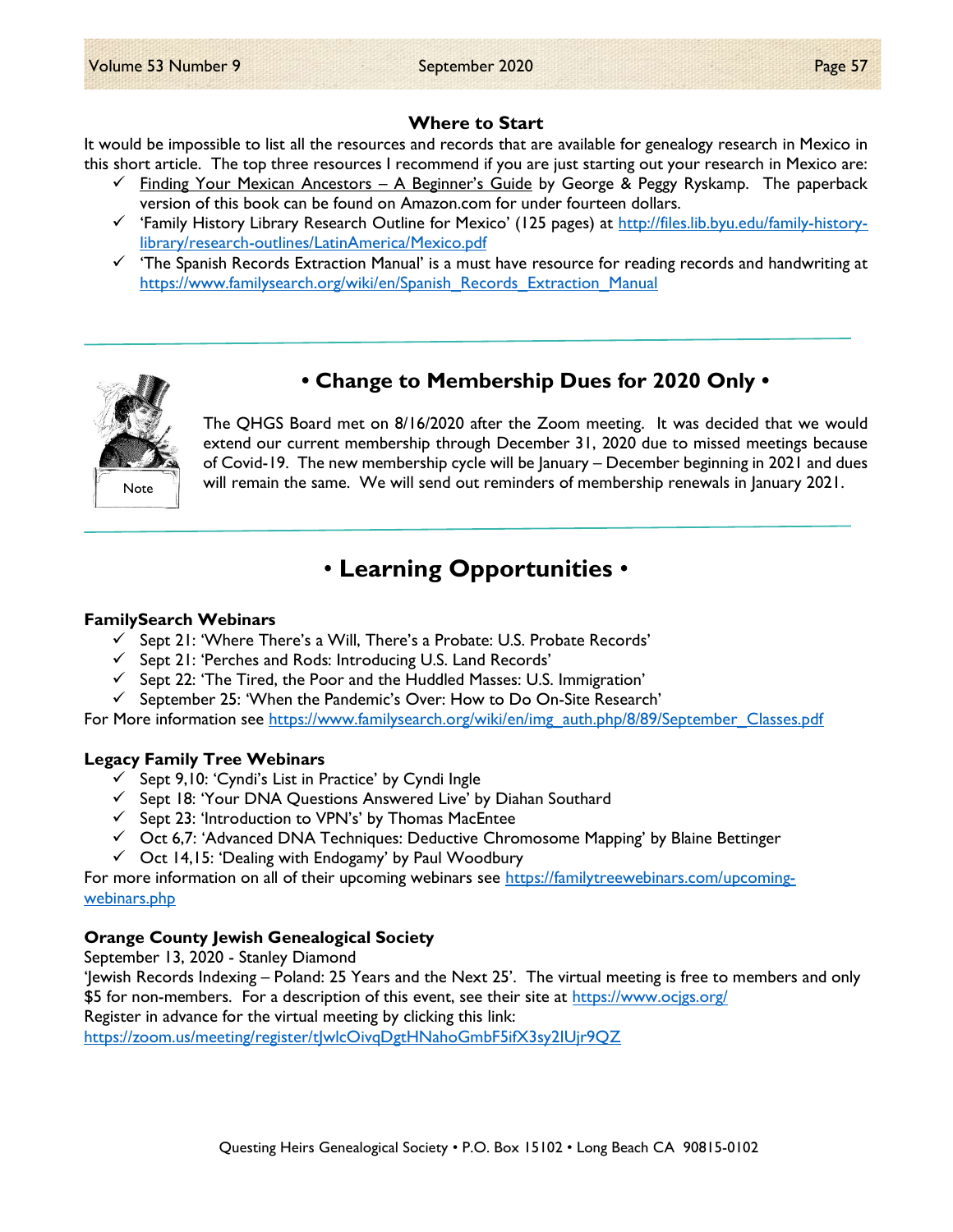### Where to Start

It would be impossible to list all the resources and records that are available for genealogy research in Mexico in this short article. The top three resources I recommend if you are just starting out your research in Mexico are:

- ✓ Finding Your Mexican Ancestors – A Beginner's Guide by George & Peggy Ryskamp. The paperback version of this book can be found on Amazon.com for under fourteen dollars.
- ✓ 'Family History Library Research Outline for Mexico' (125 pages) at http://files.lib.byu.edu/family-history-library/research-outlines/LatinAmerica/Mexico.pdf
- ✓ 'The Spanish Records Extraction Manual' is a must have resource for reading records and handwriting at https://www.familysearch.org/wiki/en/Spanish_Records_Extraction_Manual

---

## • Change to Membership Dues for 2020 Only •

Note

The QHGS Board met on 8/16/2020 after the Zoom meeting. It was decided that we would extend our current membership through December 31, 2020 due to missed meetings because of Covid-19. The new membership cycle will be January – December beginning in 2021 and dues will remain the same. We will send out reminders of membership renewals in January 2021.

---

## • Learning Opportunities •

**FamilySearch Webinars**

- ✓ Sept 21: 'Where There's a Will, There's a Probate: U.S. Probate Records'
- ✓ Sept 21: 'Perches and Rods: Introducing U.S. Land Records'
- ✓ Sept 22: 'The Tired, the Poor and the Huddled Masses: U.S. Immigration'
- ✓ September 25: 'When the Pandemic's Over: How to Do On-Site Research'

For More information see https://www.familysearch.org/wiki/en/img_auth.php/8/89/September_Classes.pdf

**Legacy Family Tree Webinars**

- ✓ Sept 9,10: 'Cyndi's List in Practice' by Cyndi Ingle
- ✓ Sept 18: 'Your DNA Questions Answered Live' by Diahan Southard
- ✓ Sept 23: 'Introduction to VPN's' by Thomas MacEntee
- ✓ Oct 6,7: 'Advanced DNA Techniques: Deductive Chromosome Mapping' by Blaine Bettinger
- ✓ Oct 14,15: 'Dealing with Endogamy' by Paul Woodbury

For more information on all of their upcoming webinars see https://familytreewebinars.com/upcoming-webinars.php

**Orange County Jewish Genealogical Society**

September 13, 2020 - Stanley Diamond
'Jewish Records Indexing – Poland: 25 Years and the Next 25'. The virtual meeting is free to members and only $5 for non-members. For a description of this event, see their site at https://www.ocjgs.org/
Register in advance for the virtual meeting by clicking this link:
https://zoom.us/meeting/register/tJwlcOivqDgtHNahoGmbF5ifX3sy2lUjr9QZ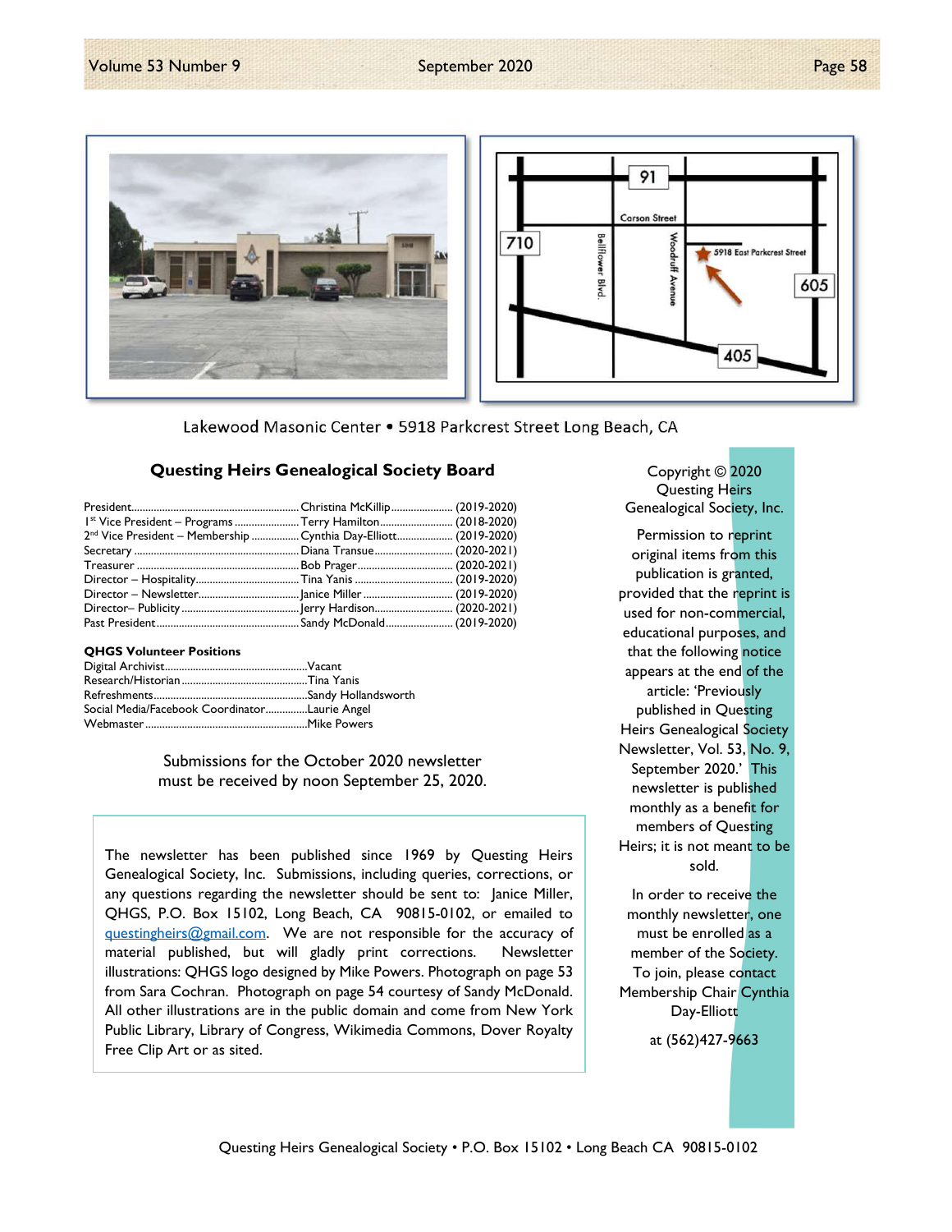Lakewood Masonic Center • 5918 Parkcrest Street Long Beach, CA

## Questing Heirs Genealogical Society Board

| | | |
|---|---|---|
| President | Christina McKillip | (2019-2020) |
| 1st Vice President – Programs | Terry Hamilton | (2018-2020) |
| 2nd Vice President – Membership | Cynthia Day-Elliott | (2019-2020) |
| Secretary | Diana Transue | (2020-2021) |
| Treasurer | Bob Prager | (2020-2021) |
| Director – Hospitality | Tina Yanis | (2019-2020) |
| Director – Newsletter | Janice Miller | (2019-2020) |
| Director– Publicity | Jerry Hardison | (2020-2021) |
| Past President | Sandy McDonald | (2019-2020) |

**QHGS Volunteer Positions**

| | |
|---|---|
| Digital Archivist | Vacant |
| Research/Historian | Tina Yanis |
| Refreshments | Sandy Hollandsworth |
| Social Media/Facebook Coordinator | Laurie Angel |
| Webmaster | Mike Powers |

Submissions for the October 2020 newsletter must be received by noon September 25, 2020.

The newsletter has been published since 1969 by Questing Heirs Genealogical Society, Inc. Submissions, including queries, corrections, or any questions regarding the newsletter should be sent to: Janice Miller, QHGS, P.O. Box 15102, Long Beach, CA 90815-0102, or emailed to questingheirs@gmail.com. We are not responsible for the accuracy of material published, but will gladly print corrections. Newsletter illustrations: QHGS logo designed by Mike Powers. Photograph on page 53 from Sara Cochran. Photograph on page 54 courtesy of Sandy McDonald. All other illustrations are in the public domain and come from New York Public Library, Library of Congress, Wikimedia Commons, Dover Royalty Free Clip Art or as sited.

Copyright © 2020 Questing Heirs Genealogical Society, Inc.

Permission to reprint original items from this publication is granted, provided that the reprint is used for non-commercial, educational purposes, and that the following notice appears at the end of the article: 'Previously published in Questing Heirs Genealogical Society Newsletter, Vol. 53, No. 9, September 2020.' This newsletter is published monthly as a benefit for members of Questing Heirs; it is not meant to be sold.

In order to receive the monthly newsletter, one must be enrolled as a member of the Society. To join, please contact Membership Chair Cynthia Day-Elliott

at (562)427-9663